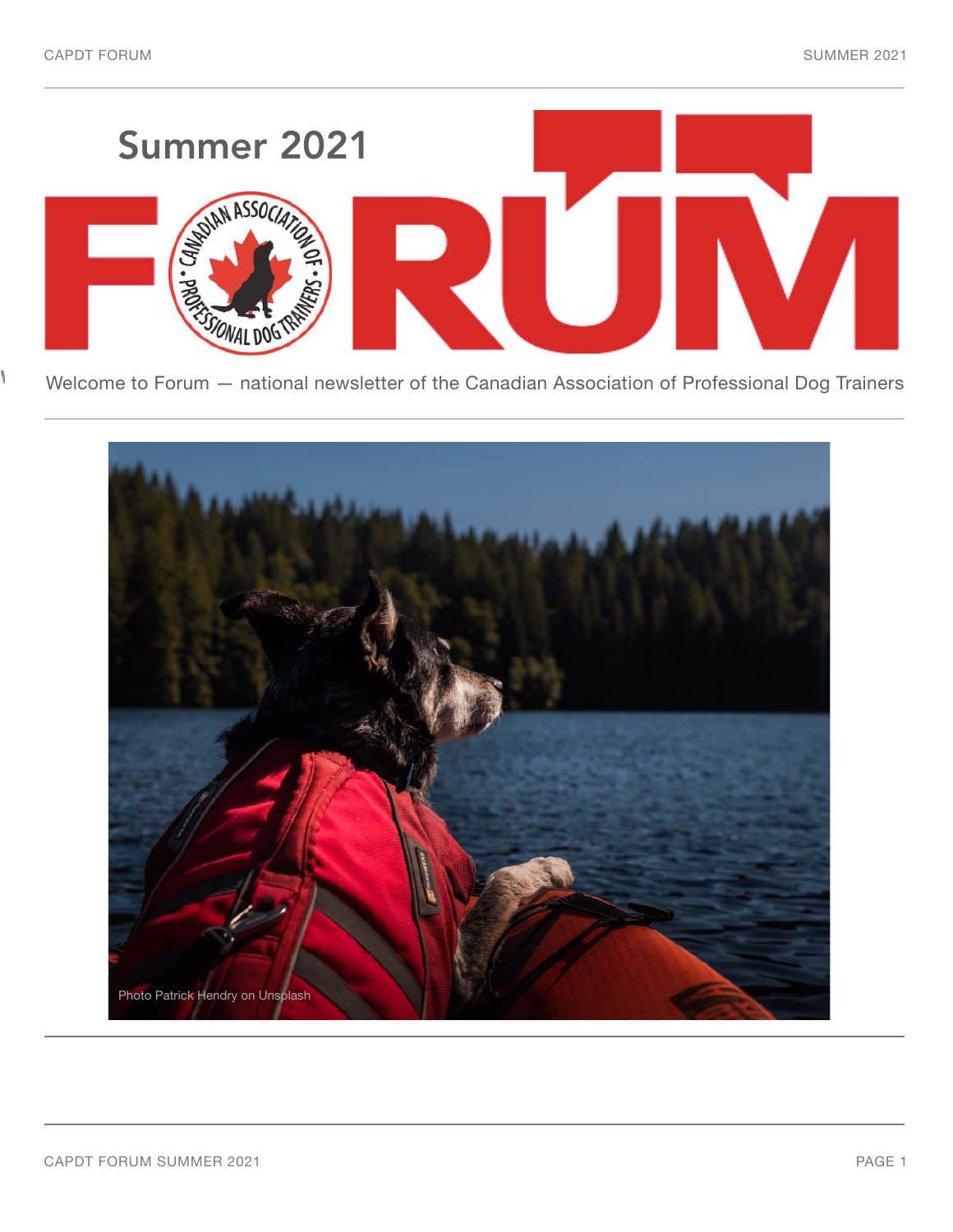# Summer 2021

# FORUM

Welcome to Forum — national newsletter of the Canadian Association of Professional Dog Trainers

Photo Patrick Hendry on Unsplash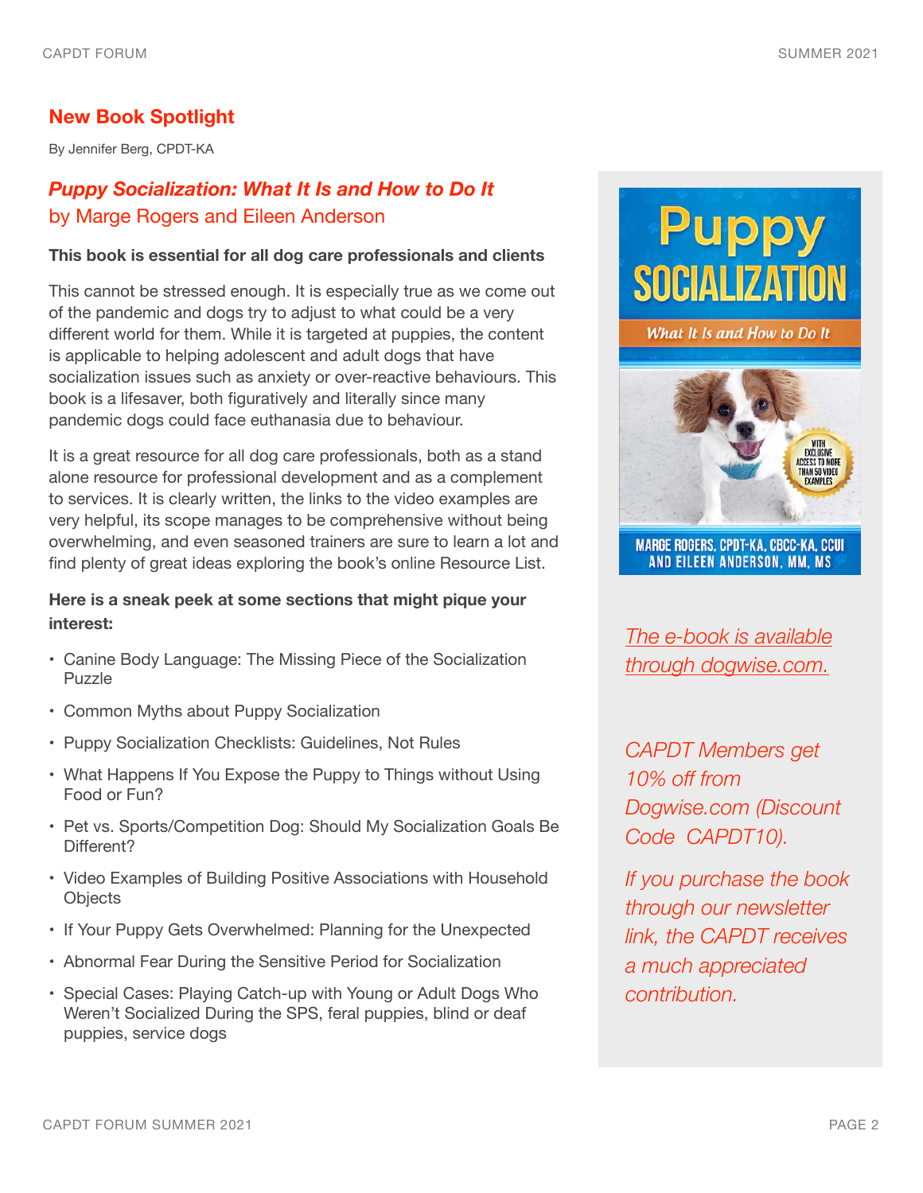## New Book Spotlight

By Jennifer Berg, CPDT-KA

### *Puppy Socialization: What It Is and How to Do It*
by Marge Rogers and Eileen Anderson

**This book is essential for all dog care professionals and clients**

This cannot be stressed enough. It is especially true as we come out of the pandemic and dogs try to adjust to what could be a very different world for them. While it is targeted at puppies, the content is applicable to helping adolescent and adult dogs that have socialization issues such as anxiety or over-reactive behaviours. This book is a lifesaver, both figuratively and literally since many pandemic dogs could face euthanasia due to behaviour.

It is a great resource for all dog care professionals, both as a stand alone resource for professional development and as a complement to services. It is clearly written, the links to the video examples are very helpful, its scope manages to be comprehensive without being overwhelming, and even seasoned trainers are sure to learn a lot and find plenty of great ideas exploring the book's online Resource List.

**Here is a sneak peek at some sections that might pique your interest:**

- Canine Body Language: The Missing Piece of the Socialization Puzzle
- Common Myths about Puppy Socialization
- Puppy Socialization Checklists: Guidelines, Not Rules
- What Happens If You Expose the Puppy to Things without Using Food or Fun?
- Pet vs. Sports/Competition Dog: Should My Socialization Goals Be Different?
- Video Examples of Building Positive Associations with Household Objects
- If Your Puppy Gets Overwhelmed: Planning for the Unexpected
- Abnormal Fear During the Sensitive Period for Socialization
- Special Cases: Playing Catch-up with Young or Adult Dogs Who Weren't Socialized During the SPS, feral puppies, blind or deaf puppies, service dogs

*The e-book is available through dogwise.com.*

*CAPDT Members get 10% off from Dogwise.com (Discount Code CAPDT10).*

*If you purchase the book through our newsletter link, the CAPDT receives a much appreciated contribution.*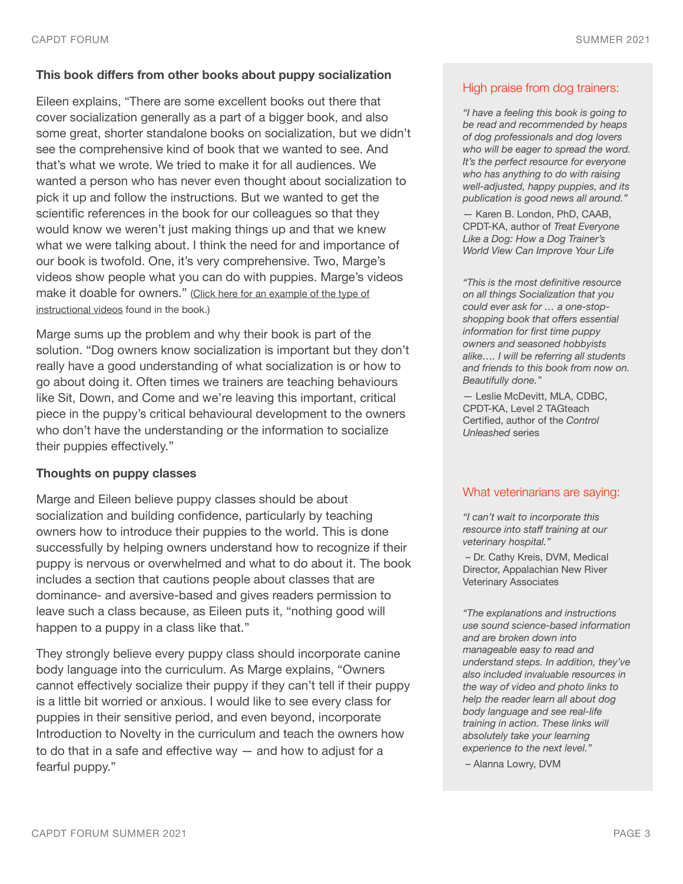### This book differs from other books about puppy socialization

Eileen explains, "There are some excellent books out there that cover socialization generally as a part of a bigger book, and also some great, shorter standalone books on socialization, but we didn't see the comprehensive kind of book that we wanted to see. And that's what we wrote. We tried to make it for all audiences. We wanted a person who has never even thought about socialization to pick it up and follow the instructions. But we wanted to get the scientific references in the book for our colleagues so that they would know we weren't just making things up and that we knew what we were talking about. I think the need for and importance of our book is twofold. One, it's very comprehensive. Two, Marge's videos show people what you can do with puppies. Marge's videos make it doable for owners." (Click here for an example of the type of instructional videos found in the book.)

Marge sums up the problem and why their book is part of the solution. "Dog owners know socialization is important but they don't really have a good understanding of what socialization is or how to go about doing it. Often times we trainers are teaching behaviours like Sit, Down, and Come and we're leaving this important, critical piece in the puppy's critical behavioural development to the owners who don't have the understanding or the information to socialize their puppies effectively."

### Thoughts on puppy classes

Marge and Eileen believe puppy classes should be about socialization and building confidence, particularly by teaching owners how to introduce their puppies to the world. This is done successfully by helping owners understand how to recognize if their puppy is nervous or overwhelmed and what to do about it. The book includes a section that cautions people about classes that are dominance- and aversive-based and gives readers permission to leave such a class because, as Eileen puts it, "nothing good will happen to a puppy in a class like that."

They strongly believe every puppy class should incorporate canine body language into the curriculum. As Marge explains, "Owners cannot effectively socialize their puppy if they can't tell if their puppy is a little bit worried or anxious. I would like to see every class for puppies in their sensitive period, and even beyond, incorporate Introduction to Novelty in the curriculum and teach the owners how to do that in a safe and effective way — and how to adjust for a fearful puppy."

### High praise from dog trainers:

*"I have a feeling this book is going to be read and recommended by heaps of dog professionals and dog lovers who will be eager to spread the word. It's the perfect resource for everyone who has anything to do with raising well-adjusted, happy puppies, and its publication is good news all around."*

— Karen B. London, PhD, CAAB, CPDT-KA, author of *Treat Everyone Like a Dog: How a Dog Trainer's World View Can Improve Your Life*

*"This is the most definitive resource on all things Socialization that you could ever ask for … a one-stop-shopping book that offers essential information for first time puppy owners and seasoned hobbyists alike.… I will be referring all students and friends to this book from now on. Beautifully done."*

— Leslie McDevitt, MLA, CDBC, CPDT-KA, Level 2 TAGteach Certified, author of the *Control Unleashed* series

### What veterinarians are saying:

*"I can't wait to incorporate this resource into staff training at our veterinary hospital."*

– Dr. Cathy Kreis, DVM, Medical Director, Appalachian New River Veterinary Associates

*"The explanations and instructions use sound science-based information and are broken down into manageable easy to read and understand steps. In addition, they've also included invaluable resources in the way of video and photo links to help the reader learn all about dog body language and see real-life training in action. These links will absolutely take your learning experience to the next level."*

– Alanna Lowry, DVM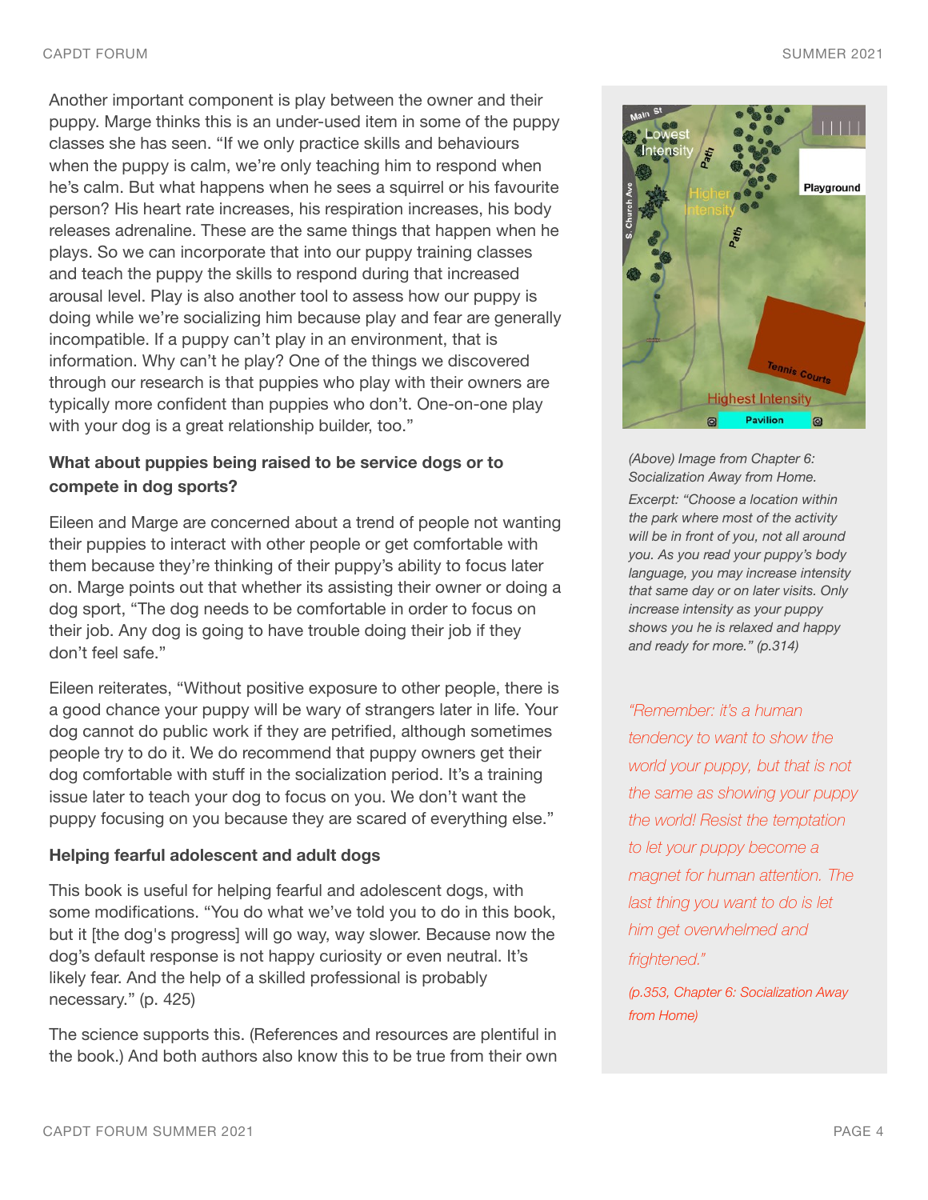Another important component is play between the owner and their puppy. Marge thinks this is an under-used item in some of the puppy classes she has seen. “If we only practice skills and behaviours when the puppy is calm, we’re only teaching him to respond when he’s calm. But what happens when he sees a squirrel or his favourite person? His heart rate increases, his respiration increases, his body releases adrenaline. These are the same things that happen when he plays. So we can incorporate that into our puppy training classes and teach the puppy the skills to respond during that increased arousal level. Play is also another tool to assess how our puppy is doing while we’re socializing him because play and fear are generally incompatible. If a puppy can’t play in an environment, that is information. Why can’t he play? One of the things we discovered through our research is that puppies who play with their owners are typically more confident than puppies who don’t. One-on-one play with your dog is a great relationship builder, too.”

**What about puppies being raised to be service dogs or to compete in dog sports?**

Eileen and Marge are concerned about a trend of people not wanting their puppies to interact with other people or get comfortable with them because they’re thinking of their puppy’s ability to focus later on. Marge points out that whether its assisting their owner or doing a dog sport, “The dog needs to be comfortable in order to focus on their job. Any dog is going to have trouble doing their job if they don’t feel safe.”

Eileen reiterates, “Without positive exposure to other people, there is a good chance your puppy will be wary of strangers later in life. Your dog cannot do public work if they are petrified, although sometimes people try to do it. We do recommend that puppy owners get their dog comfortable with stuff in the socialization period. It’s a training issue later to teach your dog to focus on you. We don’t want the puppy focusing on you because they are scared of everything else.”

**Helping fearful adolescent and adult dogs**

This book is useful for helping fearful and adolescent dogs, with some modifications. “You do what we’ve told you to do in this book, but it [the dog's progress] will go way, way slower. Because now the dog’s default response is not happy curiosity or even neutral. It’s likely fear. And the help of a skilled professional is probably necessary.” (p. 425)

The science supports this. (References and resources are plentiful in the book.) And both authors also know this to be true from their own

*(Above) Image from Chapter 6: Socialization Away from Home.*

*Excerpt: “Choose a location within the park where most of the activity will be in front of you, not all around you. As you read your puppy’s body language, you may increase intensity that same day or on later visits. Only increase intensity as your puppy shows you he is relaxed and happy and ready for more.” (p.314)*

*“Remember: it’s a human tendency to want to show the world your puppy, but that is not the same as showing your puppy the world! Resist the temptation to let your puppy become a magnet for human attention. The last thing you want to do is let him get overwhelmed and frightened.”*

*(p.353, Chapter 6: Socialization Away from Home)*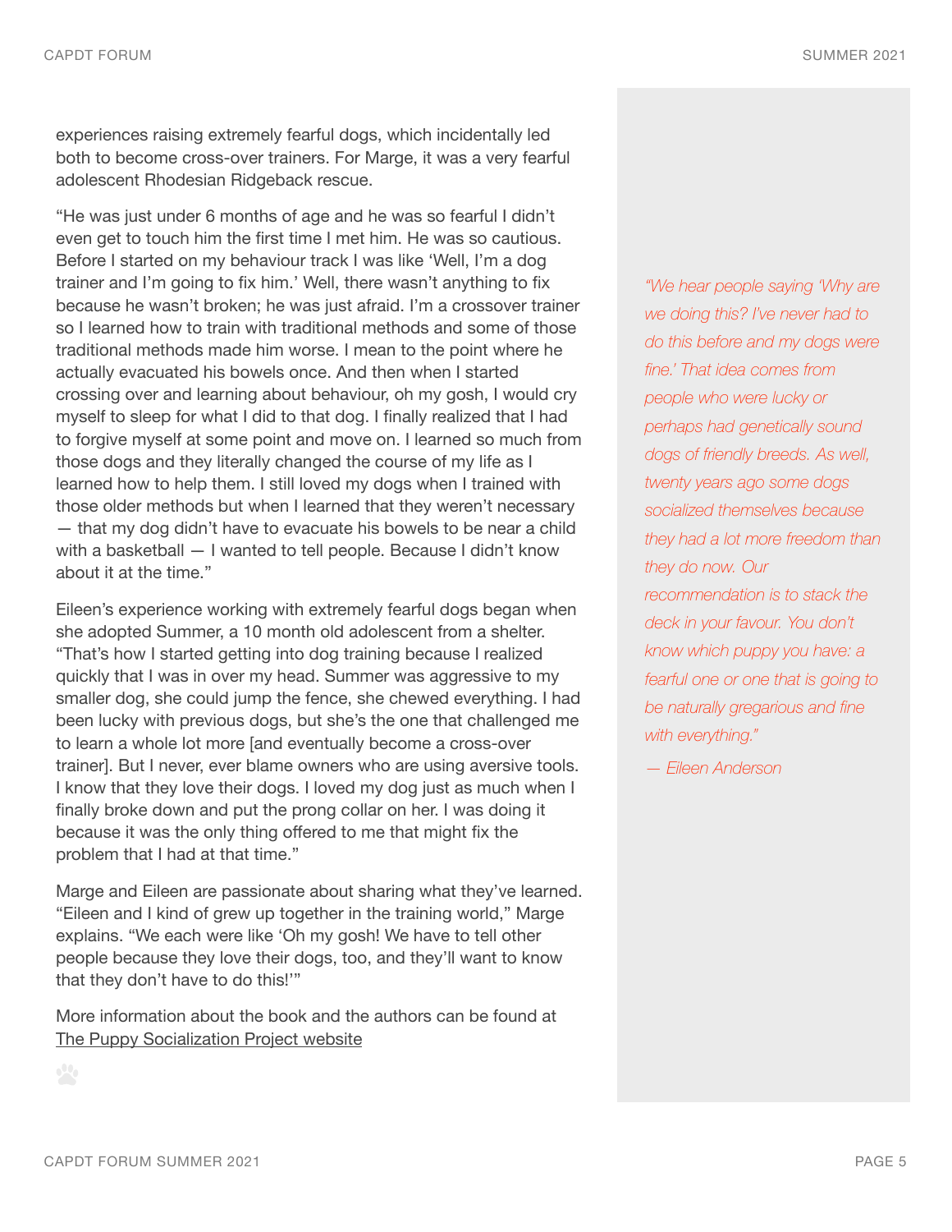experiences raising extremely fearful dogs, which incidentally led both to become cross-over trainers. For Marge, it was a very fearful adolescent Rhodesian Ridgeback rescue.

"He was just under 6 months of age and he was so fearful I didn't even get to touch him the first time I met him. He was so cautious. Before I started on my behaviour track I was like 'Well, I'm a dog trainer and I'm going to fix him.' Well, there wasn't anything to fix because he wasn't broken; he was just afraid. I'm a crossover trainer so I learned how to train with traditional methods and some of those traditional methods made him worse. I mean to the point where he actually evacuated his bowels once. And then when I started crossing over and learning about behaviour, oh my gosh, I would cry myself to sleep for what I did to that dog. I finally realized that I had to forgive myself at some point and move on. I learned so much from those dogs and they literally changed the course of my life as I learned how to help them. I still loved my dogs when I trained with those older methods but when I learned that they weren't necessary — that my dog didn't have to evacuate his bowels to be near a child with a basketball — I wanted to tell people. Because I didn't know about it at the time."

Eileen's experience working with extremely fearful dogs began when she adopted Summer, a 10 month old adolescent from a shelter. "That's how I started getting into dog training because I realized quickly that I was in over my head. Summer was aggressive to my smaller dog, she could jump the fence, she chewed everything. I had been lucky with previous dogs, but she's the one that challenged me to learn a whole lot more [and eventually become a cross-over trainer]. But I never, ever blame owners who are using aversive tools. I know that they love their dogs. I loved my dog just as much when I finally broke down and put the prong collar on her. I was doing it because it was the only thing offered to me that might fix the problem that I had at that time."

Marge and Eileen are passionate about sharing what they've learned. "Eileen and I kind of grew up together in the training world," Marge explains. "We each were like 'Oh my gosh! We have to tell other people because they love their dogs, too, and they'll want to know that they don't have to do this!'"

More information about the book and the authors can be found at [The Puppy Socialization Project website]

> *"We hear people saying 'Why are we doing this? I've never had to do this before and my dogs were fine.' That idea comes from people who were lucky or perhaps had genetically sound dogs of friendly breeds. As well, twenty years ago some dogs socialized themselves because they had a lot more freedom than they do now. Our recommendation is to stack the deck in your favour. You don't know which puppy you have: a fearful one or one that is going to be naturally gregarious and fine with everything."*
>
> *— Eileen Anderson*